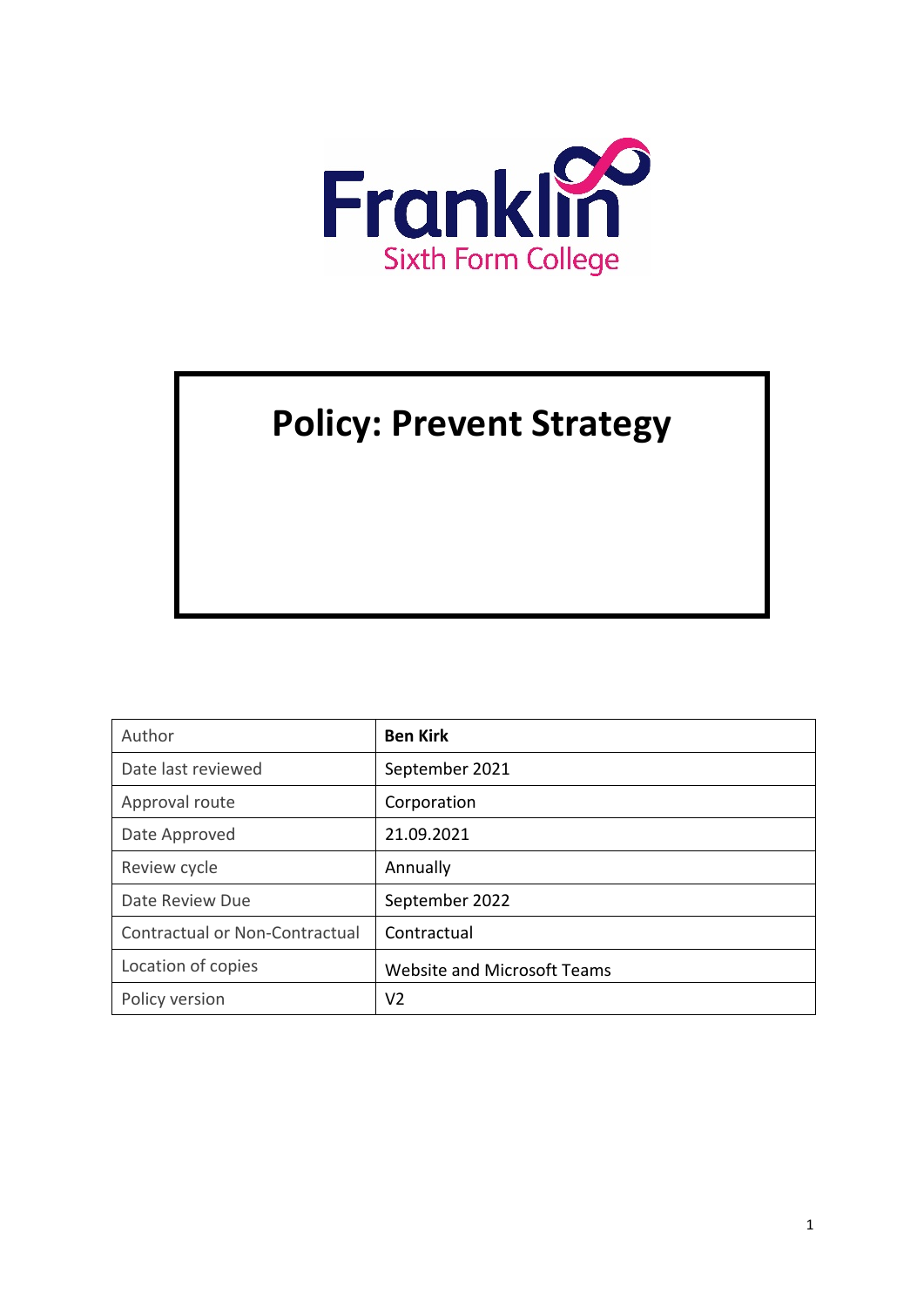Franklin Sixth Form College

# Policy: Prevent Strategy

| Author | **Ben Kirk** |
|---|---|
| Date last reviewed | September 2021 |
| Approval route | Corporation |
| Date Approved | 21.09.2021 |
| Review cycle | Annually |
| Date Review Due | September 2022 |
| Contractual or Non-Contractual | Contractual |
| Location of copies | Website and Microsoft Teams |
| Policy version | V2 |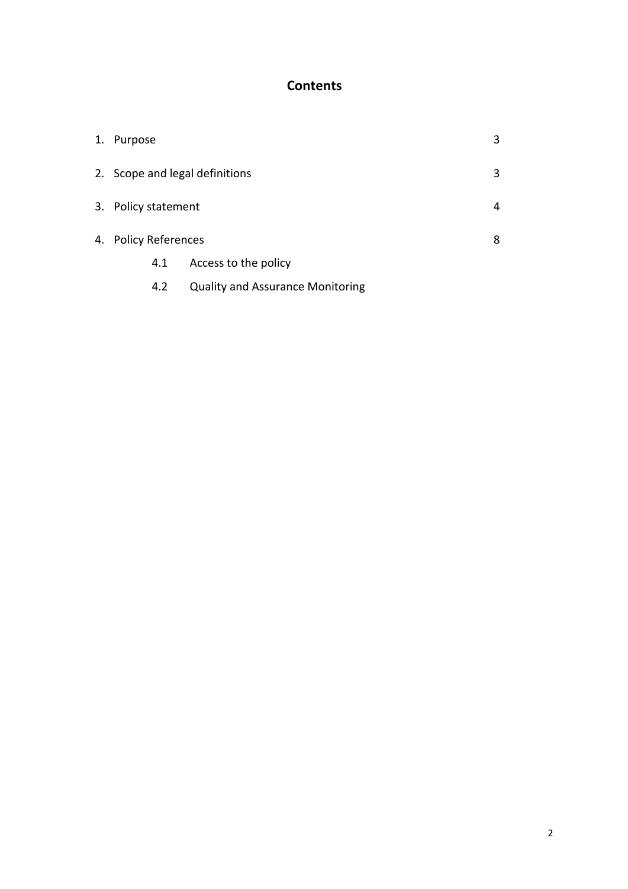## Contents

| | |
|---|---|
| 1. Purpose | 3 |
| 2. Scope and legal definitions | 3 |
| 3. Policy statement | 4 |
| 4. Policy References | 8 |
| 4.1 Access to the policy | |
| 4.2 Quality and Assurance Monitoring | |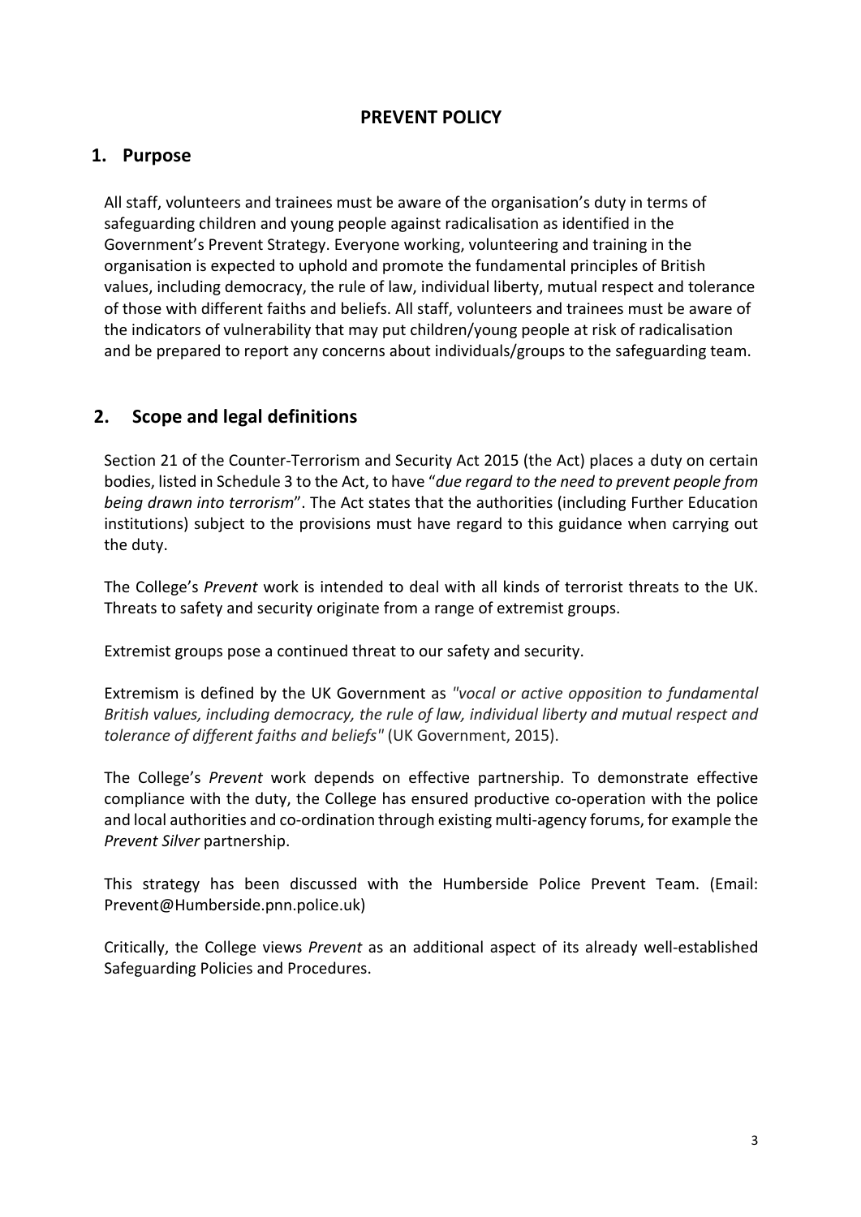# PREVENT POLICY

## 1. Purpose

All staff, volunteers and trainees must be aware of the organisation's duty in terms of safeguarding children and young people against radicalisation as identified in the Government's Prevent Strategy. Everyone working, volunteering and training in the organisation is expected to uphold and promote the fundamental principles of British values, including democracy, the rule of law, individual liberty, mutual respect and tolerance of those with different faiths and beliefs. All staff, volunteers and trainees must be aware of the indicators of vulnerability that may put children/young people at risk of radicalisation and be prepared to report any concerns about individuals/groups to the safeguarding team.

## 2. Scope and legal definitions

Section 21 of the Counter-Terrorism and Security Act 2015 (the Act) places a duty on certain bodies, listed in Schedule 3 to the Act, to have "*due regard to the need to prevent people from being drawn into terrorism*". The Act states that the authorities (including Further Education institutions) subject to the provisions must have regard to this guidance when carrying out the duty.

The College's *Prevent* work is intended to deal with all kinds of terrorist threats to the UK. Threats to safety and security originate from a range of extremist groups.

Extremist groups pose a continued threat to our safety and security.

Extremism is defined by the UK Government as *"vocal or active opposition to fundamental British values, including democracy, the rule of law, individual liberty and mutual respect and tolerance of different faiths and beliefs"* (UK Government, 2015).

The College's *Prevent* work depends on effective partnership. To demonstrate effective compliance with the duty, the College has ensured productive co-operation with the police and local authorities and co-ordination through existing multi-agency forums, for example the *Prevent Silver* partnership.

This strategy has been discussed with the Humberside Police Prevent Team. (Email: Prevent@Humberside.pnn.police.uk)

Critically, the College views *Prevent* as an additional aspect of its already well-established Safeguarding Policies and Procedures.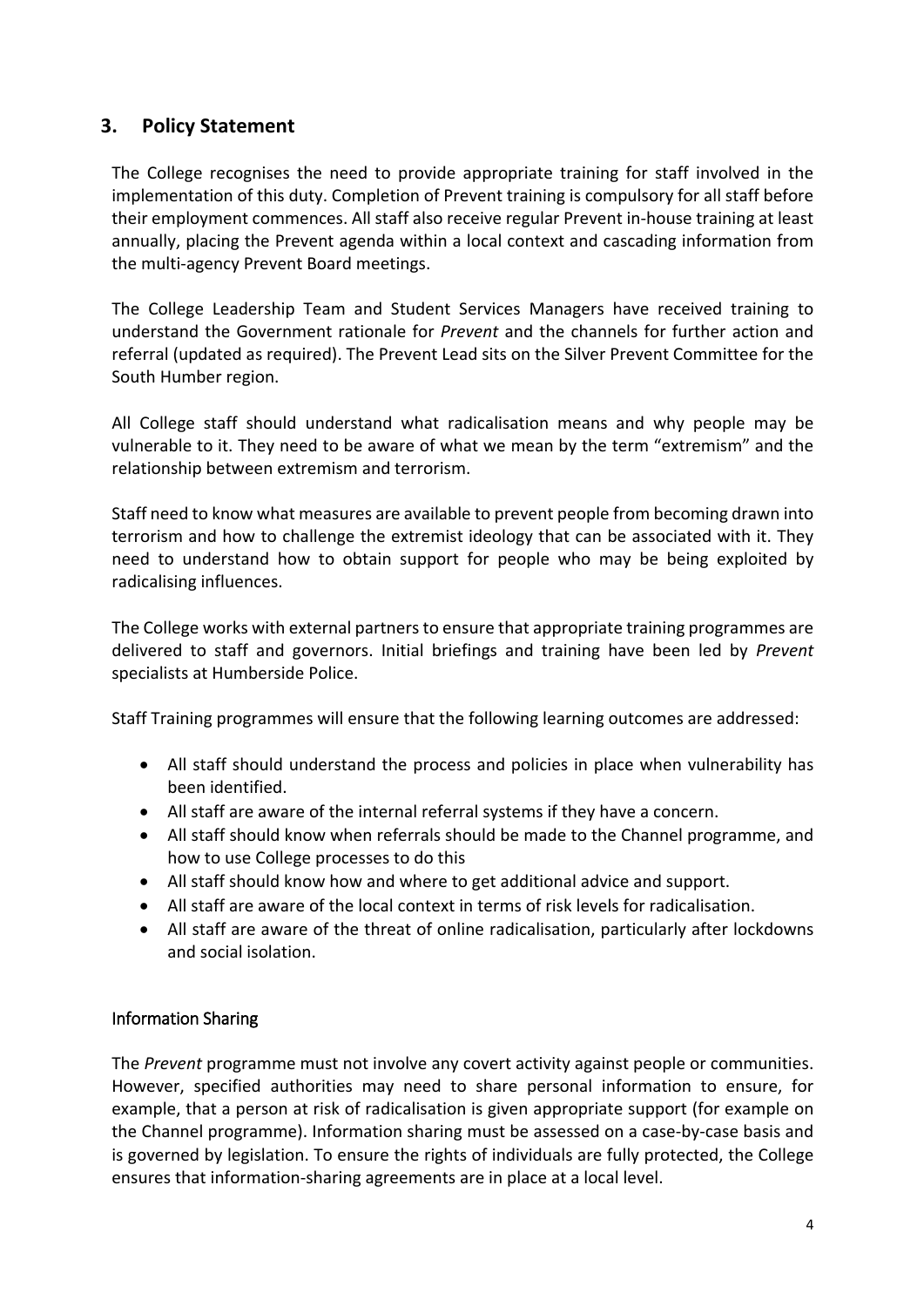## 3. Policy Statement

The College recognises the need to provide appropriate training for staff involved in the implementation of this duty. Completion of Prevent training is compulsory for all staff before their employment commences. All staff also receive regular Prevent in-house training at least annually, placing the Prevent agenda within a local context and cascading information from the multi-agency Prevent Board meetings.

The College Leadership Team and Student Services Managers have received training to understand the Government rationale for *Prevent* and the channels for further action and referral (updated as required). The Prevent Lead sits on the Silver Prevent Committee for the South Humber region.

All College staff should understand what radicalisation means and why people may be vulnerable to it. They need to be aware of what we mean by the term "extremism" and the relationship between extremism and terrorism.

Staff need to know what measures are available to prevent people from becoming drawn into terrorism and how to challenge the extremist ideology that can be associated with it. They need to understand how to obtain support for people who may be being exploited by radicalising influences.

The College works with external partners to ensure that appropriate training programmes are delivered to staff and governors. Initial briefings and training have been led by *Prevent* specialists at Humberside Police.

Staff Training programmes will ensure that the following learning outcomes are addressed:

- All staff should understand the process and policies in place when vulnerability has been identified.
- All staff are aware of the internal referral systems if they have a concern.
- All staff should know when referrals should be made to the Channel programme, and how to use College processes to do this
- All staff should know how and where to get additional advice and support.
- All staff are aware of the local context in terms of risk levels for radicalisation.
- All staff are aware of the threat of online radicalisation, particularly after lockdowns and social isolation.

### Information Sharing

The *Prevent* programme must not involve any covert activity against people or communities. However, specified authorities may need to share personal information to ensure, for example, that a person at risk of radicalisation is given appropriate support (for example on the Channel programme). Information sharing must be assessed on a case-by-case basis and is governed by legislation. To ensure the rights of individuals are fully protected, the College ensures that information-sharing agreements are in place at a local level.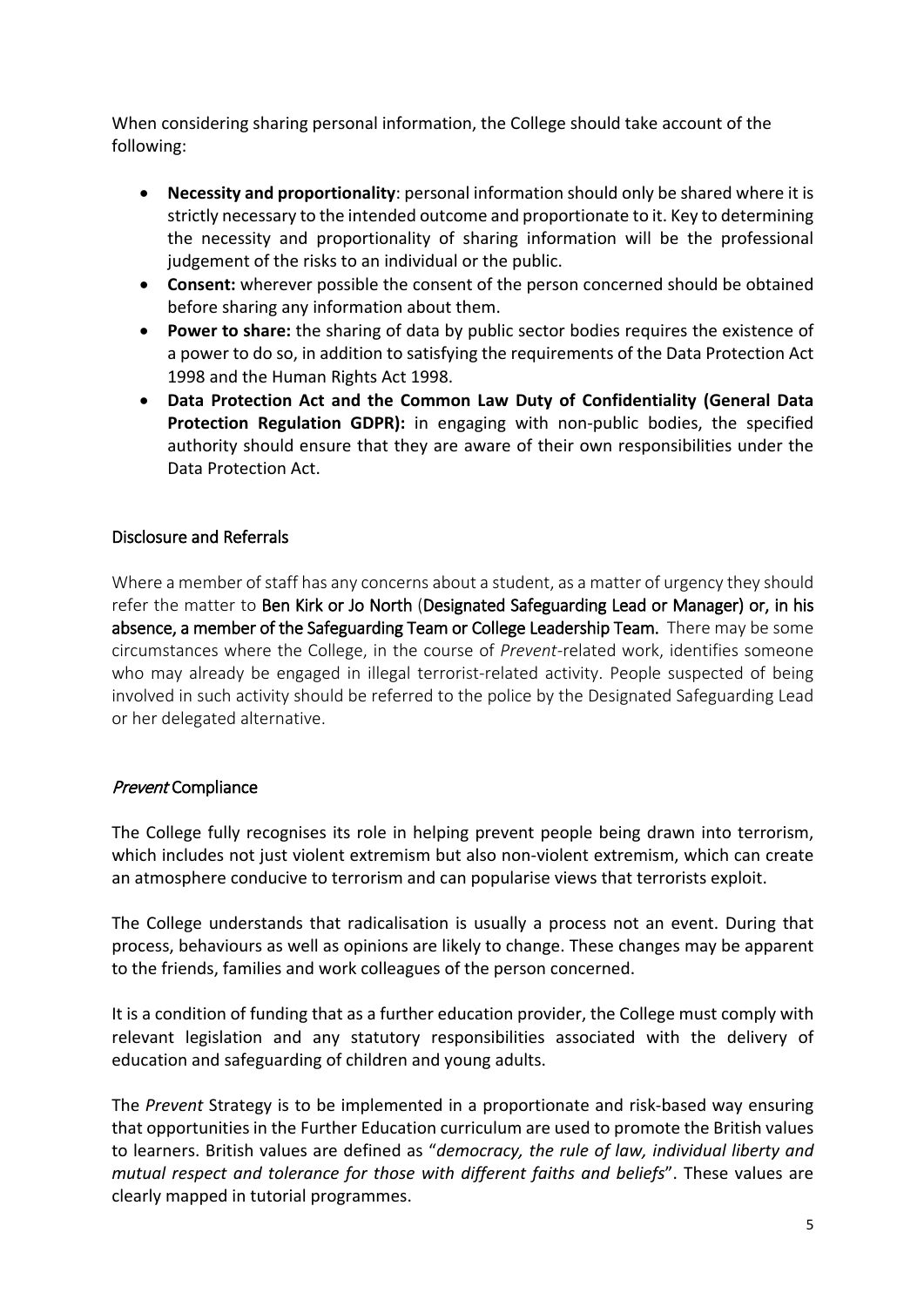When considering sharing personal information, the College should take account of the following:

- **Necessity and proportionality**: personal information should only be shared where it is strictly necessary to the intended outcome and proportionate to it. Key to determining the necessity and proportionality of sharing information will be the professional judgement of the risks to an individual or the public.
- **Consent:** wherever possible the consent of the person concerned should be obtained before sharing any information about them.
- **Power to share:** the sharing of data by public sector bodies requires the existence of a power to do so, in addition to satisfying the requirements of the Data Protection Act 1998 and the Human Rights Act 1998.
- **Data Protection Act and the Common Law Duty of Confidentiality (General Data Protection Regulation GDPR):** in engaging with non-public bodies, the specified authority should ensure that they are aware of their own responsibilities under the Data Protection Act.

## Disclosure and Referrals

Where a member of staff has any concerns about a student, as a matter of urgency they should refer the matter to **Ben Kirk or Jo North** (**Designated Safeguarding Lead or Manager) or, in his absence, a member of the Safeguarding Team or College Leadership Team.** There may be some circumstances where the College, in the course of *Prevent*-related work, identifies someone who may already be engaged in illegal terrorist-related activity. People suspected of being involved in such activity should be referred to the police by the Designated Safeguarding Lead or her delegated alternative.

## *Prevent* Compliance

The College fully recognises its role in helping prevent people being drawn into terrorism, which includes not just violent extremism but also non-violent extremism, which can create an atmosphere conducive to terrorism and can popularise views that terrorists exploit.

The College understands that radicalisation is usually a process not an event. During that process, behaviours as well as opinions are likely to change. These changes may be apparent to the friends, families and work colleagues of the person concerned.

It is a condition of funding that as a further education provider, the College must comply with relevant legislation and any statutory responsibilities associated with the delivery of education and safeguarding of children and young adults.

The *Prevent* Strategy is to be implemented in a proportionate and risk-based way ensuring that opportunities in the Further Education curriculum are used to promote the British values to learners. British values are defined as "*democracy, the rule of law, individual liberty and mutual respect and tolerance for those with different faiths and beliefs*". These values are clearly mapped in tutorial programmes.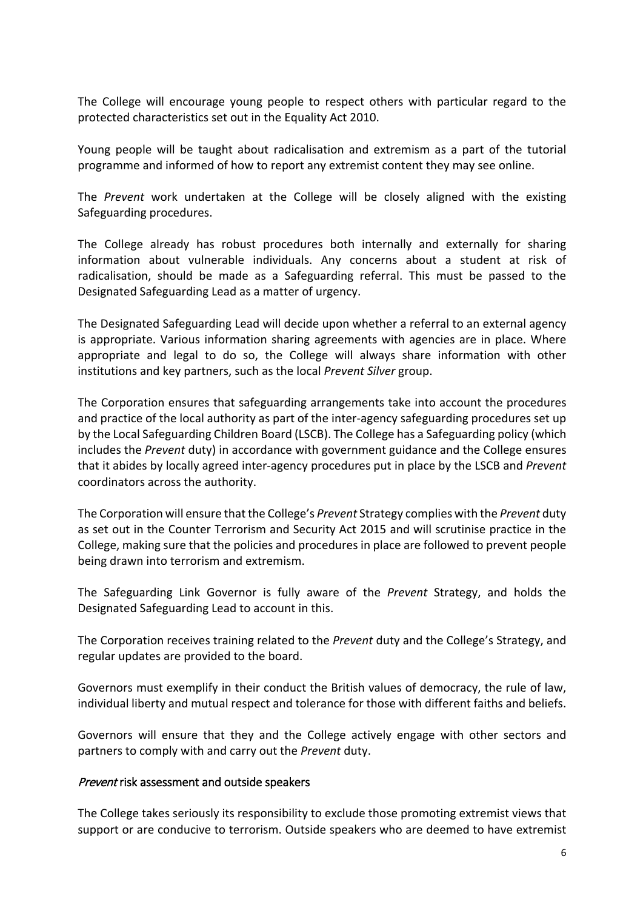The College will encourage young people to respect others with particular regard to the protected characteristics set out in the Equality Act 2010.

Young people will be taught about radicalisation and extremism as a part of the tutorial programme and informed of how to report any extremist content they may see online.

The *Prevent* work undertaken at the College will be closely aligned with the existing Safeguarding procedures.

The College already has robust procedures both internally and externally for sharing information about vulnerable individuals. Any concerns about a student at risk of radicalisation, should be made as a Safeguarding referral. This must be passed to the Designated Safeguarding Lead as a matter of urgency.

The Designated Safeguarding Lead will decide upon whether a referral to an external agency is appropriate. Various information sharing agreements with agencies are in place. Where appropriate and legal to do so, the College will always share information with other institutions and key partners, such as the local *Prevent Silver* group.

The Corporation ensures that safeguarding arrangements take into account the procedures and practice of the local authority as part of the inter-agency safeguarding procedures set up by the Local Safeguarding Children Board (LSCB). The College has a Safeguarding policy (which includes the *Prevent* duty) in accordance with government guidance and the College ensures that it abides by locally agreed inter-agency procedures put in place by the LSCB and *Prevent* coordinators across the authority.

The Corporation will ensure that the College's *Prevent* Strategy complies with the *Prevent* duty as set out in the Counter Terrorism and Security Act 2015 and will scrutinise practice in the College, making sure that the policies and procedures in place are followed to prevent people being drawn into terrorism and extremism.

The Safeguarding Link Governor is fully aware of the *Prevent* Strategy, and holds the Designated Safeguarding Lead to account in this.

The Corporation receives training related to the *Prevent* duty and the College's Strategy, and regular updates are provided to the board.

Governors must exemplify in their conduct the British values of democracy, the rule of law, individual liberty and mutual respect and tolerance for those with different faiths and beliefs.

Governors will ensure that they and the College actively engage with other sectors and partners to comply with and carry out the *Prevent* duty.

## *Prevent* risk assessment and outside speakers

The College takes seriously its responsibility to exclude those promoting extremist views that support or are conducive to terrorism. Outside speakers who are deemed to have extremist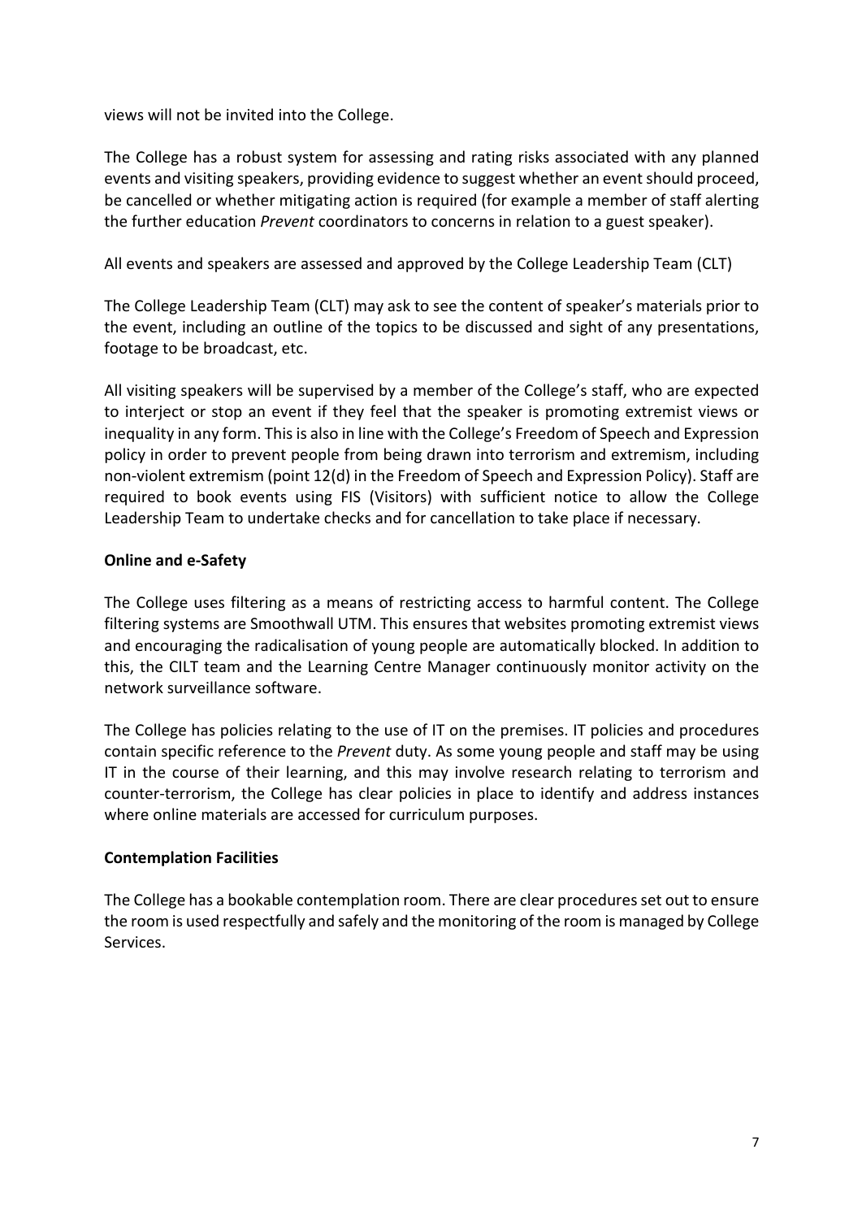views will not be invited into the College.

The College has a robust system for assessing and rating risks associated with any planned events and visiting speakers, providing evidence to suggest whether an event should proceed, be cancelled or whether mitigating action is required (for example a member of staff alerting the further education *Prevent* coordinators to concerns in relation to a guest speaker).

All events and speakers are assessed and approved by the College Leadership Team (CLT)

The College Leadership Team (CLT) may ask to see the content of speaker's materials prior to the event, including an outline of the topics to be discussed and sight of any presentations, footage to be broadcast, etc.

All visiting speakers will be supervised by a member of the College's staff, who are expected to interject or stop an event if they feel that the speaker is promoting extremist views or inequality in any form. This is also in line with the College's Freedom of Speech and Expression policy in order to prevent people from being drawn into terrorism and extremism, including non-violent extremism (point 12(d) in the Freedom of Speech and Expression Policy). Staff are required to book events using FIS (Visitors) with sufficient notice to allow the College Leadership Team to undertake checks and for cancellation to take place if necessary.

**Online and e-Safety**

The College uses filtering as a means of restricting access to harmful content. The College filtering systems are Smoothwall UTM. This ensures that websites promoting extremist views and encouraging the radicalisation of young people are automatically blocked. In addition to this, the CILT team and the Learning Centre Manager continuously monitor activity on the network surveillance software.

The College has policies relating to the use of IT on the premises. IT policies and procedures contain specific reference to the *Prevent* duty. As some young people and staff may be using IT in the course of their learning, and this may involve research relating to terrorism and counter-terrorism, the College has clear policies in place to identify and address instances where online materials are accessed for curriculum purposes.

**Contemplation Facilities**

The College has a bookable contemplation room. There are clear procedures set out to ensure the room is used respectfully and safely and the monitoring of the room is managed by College Services.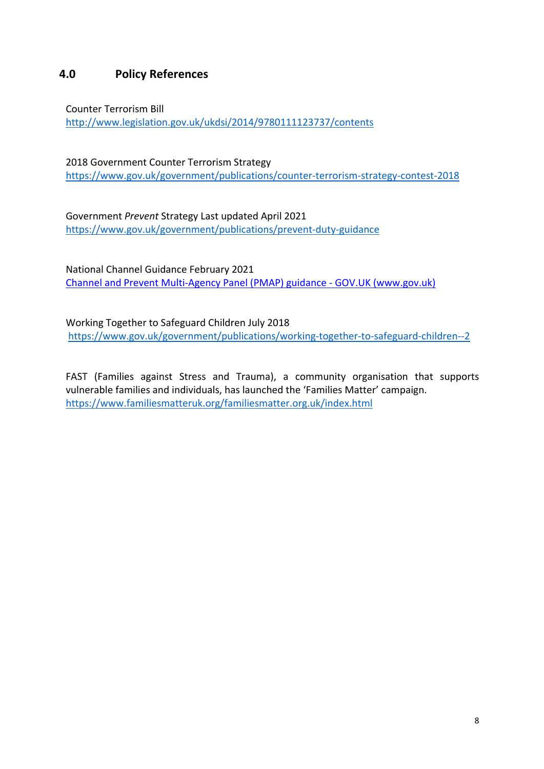## 4.0 Policy References

Counter Terrorism Bill
http://www.legislation.gov.uk/ukdsi/2014/9780111123737/contents

2018 Government Counter Terrorism Strategy
https://www.gov.uk/government/publications/counter-terrorism-strategy-contest-2018

Government *Prevent* Strategy Last updated April 2021
https://www.gov.uk/government/publications/prevent-duty-guidance

National Channel Guidance February 2021
Channel and Prevent Multi-Agency Panel (PMAP) guidance - GOV.UK (www.gov.uk)

Working Together to Safeguard Children July 2018
https://www.gov.uk/government/publications/working-together-to-safeguard-children--2

FAST (Families against Stress and Trauma), a community organisation that supports vulnerable families and individuals, has launched the 'Families Matter' campaign.
https://www.familiesmatteruk.org/familiesmatter.org.uk/index.html